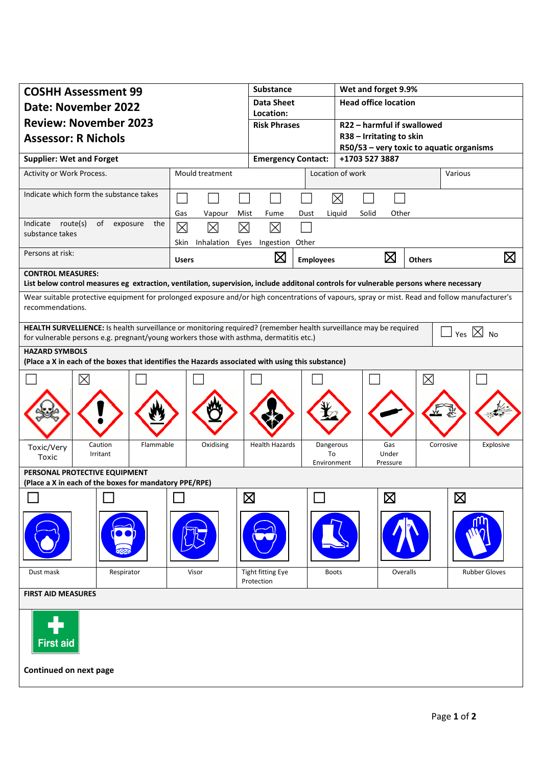| **COSHH Assessment 99**<br>**Date: November 2022**<br>**Review: November 2023**<br>**Assessor: R Nichols** | **Substance** | **Wet and forget 9.9%** |
|---|---|---|
| | **Data Sheet Location:** | **Head office location** |
| | **Risk Phrases** | **R22 – harmful if swallowed**<br>**R38 – Irritating to skin**<br>**R50/53 – very toxic to aquatic organisms** |
| **Supplier: Wet and Forget** | **Emergency Contact:** | **+1703 527 3887** |

| Activity or Work Process. | Mould treatment | Location of work | Various |
|---|---|---|---|

**Indicate which form the substance takes**

| Gas | Vapour | Mist | Fume | Dust | Liquid | Solid | Other |
|---|---|---|---|---|---|---|---|
| ☐ | ☐ | ☐ | ☐ | ☐ | ☒ | ☐ | ☐ |

**Indicate route(s) of exposure the substance takes**

| Skin | Inhalation | Eyes | Ingestion | Other |
|---|---|---|---|---|
| ☒ | ☒ | ☒ | ☒ | ☐ |

**Persons at risk:**

| Users | Employees | Others |
|---|---|---|
| ☒ | ☒ | ☒ |

**CONTROL MEASURES:**
**List below control measures eg extraction, ventilation, supervision, include additonal controls for vulnerable persons where necessary**

Wear suitable protective equipment for prolonged exposure and/or high concentrations of vapours, spray or mist. Read and follow manufacturer's recommendations.

**HEALTH SURVELLIENCE:** Is health surveillance or monitoring required? (remember health surveillance may be required for vulnerable persons e.g. pregnant/young workers those with asthma, dermatitis etc.)

☐ Yes ☒ No

**HAZARD SYMBOLS**
**(Place a X in each of the boxes that identifies the Hazards associated with using this substance)**

| Toxic/Very Toxic | Caution Irritant | Flammable | Oxidising | Health Hazards | Dangerous To Environment | Gas Under Pressure | Corrosive | Explosive |
|---|---|---|---|---|---|---|---|---|
| ☐ | ☒ | ☐ | ☐ | ☐ | ☐ | ☐ | ☒ | ☐ |

**PERSONAL PROTECTIVE EQUIPMENT**
**(Place a X in each of the boxes for mandatory PPE/RPE)**

| Dust mask | Respirator | Visor | Tight fitting Eye Protection | Boots | Overalls | Rubber Gloves |
|---|---|---|---|---|---|---|
| ☐ | ☐ | ☐ | ☒ | ☐ | ☒ | ☒ |

**FIRST AID MEASURES**

First aid

**Continued on next page**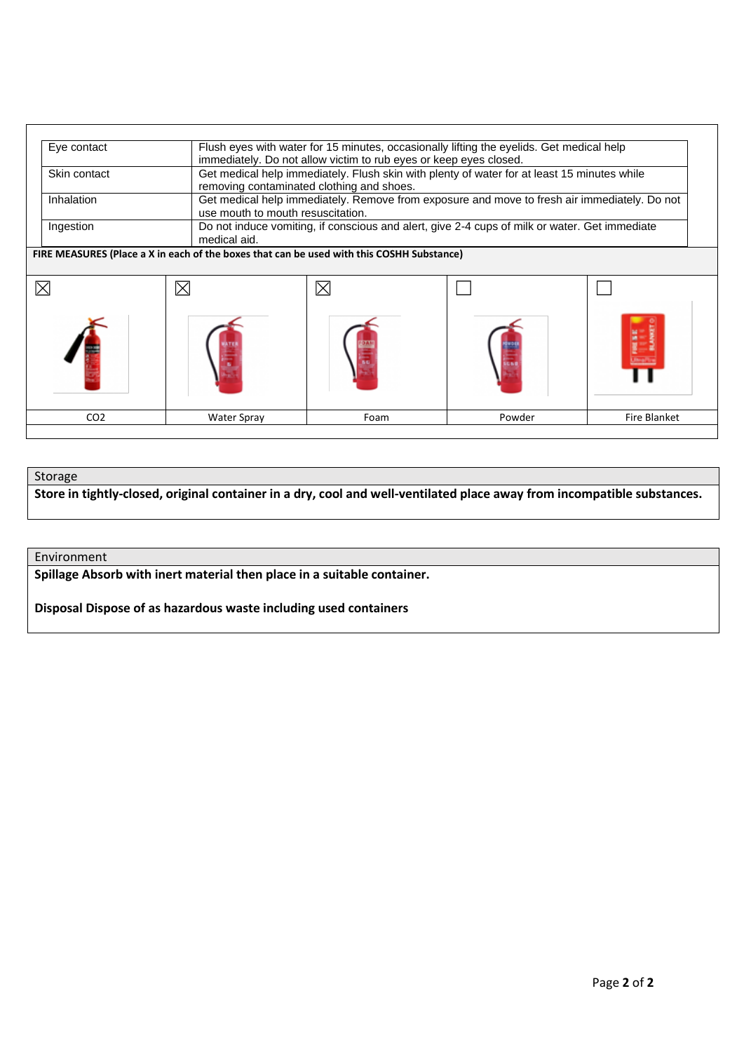| | |
|---|---|
| Eye contact | Flush eyes with water for 15 minutes, occasionally lifting the eyelids. Get medical help immediately. Do not allow victim to rub eyes or keep eyes closed. |
| Skin contact | Get medical help immediately. Flush skin with plenty of water for at least 15 minutes while removing contaminated clothing and shoes. |
| Inhalation | Get medical help immediately. Remove from exposure and move to fresh air immediately. Do not use mouth to mouth resuscitation. |
| Ingestion | Do not induce vomiting, if conscious and alert, give 2-4 cups of milk or water. Get immediate medical aid. |

**FIRE MEASURES (Place a X in each of the boxes that can be used with this COSHH Substance)**

| ☒ | ☒ | ☒ | ☐ | ☐ |
|---|---|---|---|---|
| CO2 | Water Spray | Foam | Powder | Fire Blanket |

## Storage

**Store in tightly-closed, original container in a dry, cool and well-ventilated place away from incompatible substances.**

## Environment

**Spillage Absorb with inert material then place in a suitable container.**

**Disposal Dispose of as hazardous waste including used containers**